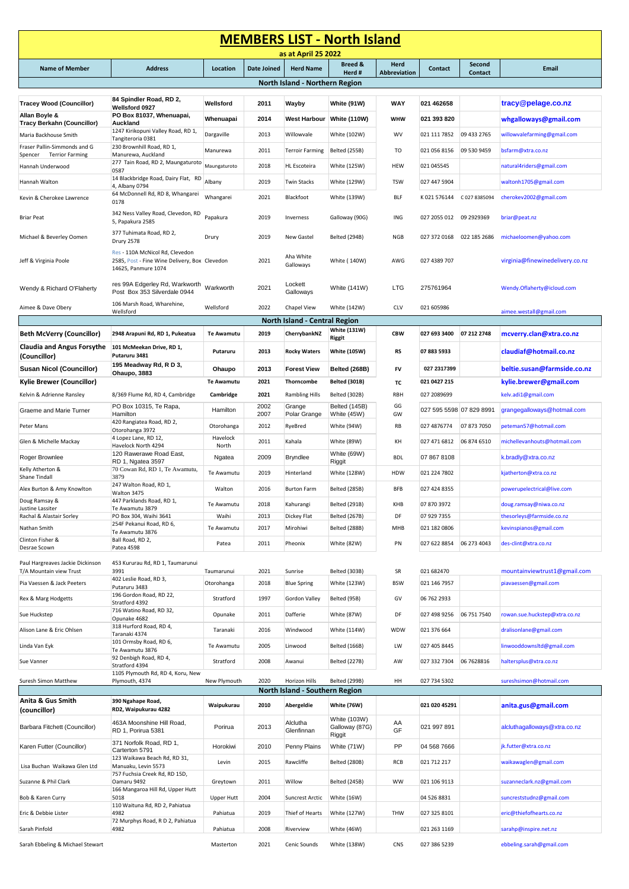# MEMBERS LIST - North Island

**as at April 25 2022**

| Name of Member | Address | Location | Date Joined | Herd Name | Breed & Herd # | Herd Abbreviation | Contact | Second Contact | Email |
|---|---|---|---|---|---|---|---|---|---|
| **North Island - Northern Region** | | | | | | | | | |
| **Tracey Wood (Councillor)** | **84 Spindler Road, RD 2, Wellsford 0927** | **Wellsford** | **2011** | **Wayby** | **White (91W)** | **WAY** | **021 462658** | | **tracy@pelage.co.nz** |
| **Allan Boyle & Tracy Berkahn (Councillor)** | **PO Box 81037, Whenuapai, Auckland** | **Whenuapai** | **2014** | **West Harbour** | **White (110W)** | **WHW** | **021 393 820** | | **whgalloways@gmail.com** |
| Maria Backhouse Smith | 1247 Kirikopuni Valley Road, RD 1, Tangiteroria 0381 | Dargaville | 2013 | Willowvale | White (102W) | WV | 021 111 7852 | 09 433 2765 | willowvalefarming@gmail.com |
| Fraser Pallin-Simmonds and G Spencer Terrior Farming | 230 Brownhill Road, RD 1, Manurewa, Auckland | Manurewa | 2011 | Terroir Farming | Belted (255B) | TO | 021 056 8156 | 09 530 9459 | bsfarm@xtra.co.nz |
| Hannah Underwood | 277 Tain Road, RD 2, Maungaturoto 0587 | Maungaturoto | 2018 | HL Escoteira | White (125W) | HEW | 021 045545 | | natural4riders@gmail.com |
| Hannah Walton | 14 Blackbridge Road, Dairy Flat, RD 4, Albany 0794 | Albany | 2019 | Twin Stacks | White (129W) | TSW | 027 447 5904 | | waltonh1705@gmail.com |
| Kevin & Cherokee Lawrence | 64 McDonnell Rd, RD 8, Whangarei 0178 | Whangarei | 2021 | Blackfoot | White (139W) | BLF | K 021 576144 | C 027 8385094 | cherokev2002@gmail.com |
| Briar Peat | 342 Ness Valley Road, Clevedon, RD 5, Papakura 2585 | Papakura | 2019 | Inverness | Galloway (90G) | ING | 027 2055 012 | 09 2929369 | briar@peat.nz |
| Michael & Beverley Oomen | 377 Tuhimata Road, RD 2, Drury 2578 | Drury | 2019 | New Gastel | Belted (294B) | NGB | 027 372 0168 | 022 185 2686 | michaeloomen@yahoo.com |
| Jeff & Virginia Poole | Res - 110A McNicol Rd, Clevedon 2585, Post - Fine Wine Delivery, Box 14625, Panmure 1074 | Clevedon | 2021 | Aha White Galloways | White ( 140W) | AWG | 027 4389 707 | | virginia@finewinedelivery.co.nz |
| Wendy & Richard O'Flaherty | res 99A Edgerley Rd, Warkworth Post Box 353 Silverdale 0944 | Warkworth | 2021 | Lockett Galloways | White (141W) | LTG | 275761964 | | Wendy.Oflaherty@icloud.com |
| Aimee & Dave Obery | 106 Marsh Road, Wharehine, Wellsford | Wellsford | 2022 | Chapel View | White (142W) | CLV | 021 605986 | | aimee.westall@gmail.com |
| **North Island - Central Region** | | | | | | | | | |
| **Beth McVerry (Councillor)** | **2948 Arapuni Rd, RD 1, Pukeatua** | **Te Awamutu** | **2019** | **CherrybankNZ** | **White (131W) Riggit** | **CBW** | **027 693 3400** | **07 212 2748** | **mcverry.clan@xtra.co.nz** |
| **Claudia and Angus Forsythe (Councillor)** | **101 McMeekan Drive, RD 1, Putaruru 3481** | **Putaruru** | **2013** | **Rocky Waters** | **White (105W)** | **RS** | **07 883 5933** | | **claudiaf@hotmail.co.nz** |
| **Susan Nicol (Councillor)** | **195 Meadway Rd, R D 3, Ohaupo, 3883** | **Ohaupo** | **2013** | **Forest View** | **Belted (268B)** | **FV** | **027 2317399** | | **beltie.susan@farmside.co.nz** |
| **Kylie Brewer (Councillor)** | | **Te Awamutu** | **2021** | **Thorncombe** | **Belted (301B)** | **TC** | **021 0427 215** | | **kylie.brewer@gmail.com** |
| Kelvin & Adrienne Ransley | 8/369 Flume Rd, RD 4, Cambridge | **Cambridge** | **2021** | Rambling Hills | Belted (302B) | RBH | 027 2089699 | | kelv.adi1@gmail.com |
| Graeme and Marie Turner | PO Box 10315, Te Rapa, Hamilton | Hamilton | 2002 2007 | Grange Polar Grange | Belted (145B) White (45W) | GG GW | 027 595 5598 | 07 829 8991 | grangegalloways@hotmail.com |
| Peter Mans | 420 Rangiatea Road, RD 2, Otorohanga 3972 | Otorohanga | 2012 | RyeBred | White (94W) | RB | 027 4876774 | 07 873 7050 | peteman57@hotmail.com |
| Glen & Michelle Mackay | 4 Lopez Lane, RD 12, Havelock North 4294 | Havelock North | 2011 | Kahala | White (89W) | KH | 027 471 6812 | 06 874 6510 | michellevanhouts@hotmail.com |
| Roger Brownlee | 120 Rawerawe Road East, RD 1, Ngatea 3597 | Ngatea | 2009 | Bryndlee | White (69W) Riggit | BDL | 07 867 8108 | | k.bradly@xtra.co.nz |
| Kelly Atherton & Shane Tindall | 70 Cowan Rd, RD 1, Te Awamutu, 3879 | Te Awamutu | 2019 | Hinterland | White (128W) | HDW | 021 224 7802 | | kjatherton@xtra.co.nz |
| Alex Burton & Amy Knowlton | 247 Walton Road, RD 1, Walton 3475 | Walton | 2016 | Burton Farm | Belted (285B) | BFB | 027 424 8355 | | powerupelectrical@live.com |
| Doug Ramsay & Justine Lassiter | 447 Parklands Road, RD 1, Te Awamutu 3879 | Te Awamutu | 2018 | Kahurangi | Belted (291B) | KHB | 07 870 3972 | | doug.ramsay@niwa.co.nz |
| Rachal & Alastair Sorley | PO Box 304, Waihi 3641 | Waihi | 2013 | Dickey Flat | Belted (267B) | DF | 07 929 7355 | | thesorleys@farmside.co.nz |
| Nathan Smith | 254F Pekanui Road, RD 6, Te Awamutu 3876 | Te Awamutu | 2017 | Mirohiwi | Belted (288B) | MHB | 021 182 0806 | | kevinspianos@gmail.com |
| Clinton Fisher & Desrae Scown | Ball Road, RD 2, Patea 4598 | Patea | 2011 | Pheonix | White (82W) | PN | 027 622 8854 | 06 273 4043 | des-clint@xtra.co.nz |
| Paul Hargreaves Jackie Dickinson T/A Mountain view Trust | 453 Kururau Rd, RD 1, Taumarunui 3991 | Taumarunui | 2021 | Sunrise | Belted (303B) | SR | 021 682470 | | mountainviewtrust1@gmail.com |
| Pia Vaessen & Jack Peeters | 402 Leslie Road, RD 3, Putaruru 3483 | Otorohanga | 2018 | Blue Spring | White (123W) | BSW | 021 146 7957 | | piavaessen@gmail.com |
| Rex & Marg Hodgetts | 196 Gordon Road, RD 22, Stratford 4392 | Stratford | 1997 | Gordon Valley | Belted (95B) | GV | 06 762 2933 | | |
| Sue Huckstep | 716 Watino Road, RD 32, Opunake 4682 | Opunake | 2011 | Dafferie | White (87W) | DF | 027 498 9256 | 06 751 7540 | rowan.sue.huckstep@xtra.co.nz |
| Alison Lane & Eric Ohlsen | 318 Hurford Road, RD 4, Taranaki 4374 | Taranaki | 2016 | Windwood | White (114W) | WDW | 021 376 664 | | dralisonlane@gmail.com |
| Linda Van Eyk | 101 Ormsby Road, RD 6, Te Awamutu 3876 | Te Awamutu | 2005 | Linwood | Belted (166B) | LW | 027 405 8445 | | linwooddownsltd@gmail.com |
| Sue Vanner | 92 Denbigh Road, RD 4, Stratford 4394 | Stratford | 2008 | Awanui | Belted (227B) | AW | 027 332 7304 | 06 7628816 | haltersplus@xtra.co.nz |
| Suresh Simon Matthew | 1105 Plymouth Rd, RD 4, Koru, New Plymouth, 4374 | New Plymouth | 2020 | Horizon Hills | Belted (299B) | HH | 027 734 5302 | | sureshsimon@hotmail.com |
| **North Island - Southern Region** | | | | | | | | | |
| **Anita & Gus Smith (councillor)** | **390 Ngahape Road, RD2, Waipukurau 4282** | **Waipukurau** | **2010** | **Abergeldie** | **White (76W)** | | **021 020 45291** | | **anita.gus@gmail.com** |
| Barbara Fitchett (Councillor) | 463A Moonshine Hill Road, RD 1, Porirua 5381 | Porirua | 2013 | Alclutha Glenfinnan | White (103W) Galloway (87G) Riggit | AA GF | 021 997 891 | | alcluthagalloways@xtra.co.nz |
| Karen Futter (Councillor) | 371 Norfolk Road, RD 1, Carterton 5791 | Horokiwi | 2010 | Penny Plains | White (71W) | PP | 04 568 7666 | | jk.futter@xtra.co.nz |
| Lisa Buchan Waikawa Glen Ltd | 123 Waikawa Beach Rd, RD 31, Manukau, Levin 5573 | Levin | 2015 | Rawcliffe | Belted (280B) | RCB | 021 712 217 | | waikawaglen@gmail.com |
| Suzanne & Phil Clark | 757 Fuchsia Creek Rd, RD 15D, Oamaru 9492 | Greytown | 2011 | Willow | Belted (245B) | WW | 021 106 9113 | | suzanneclark.nz@gmail.com |
| Bob & Karen Curry | 166 Mangaroa Hill Rd, Upper Hutt 5018 | Upper Hutt | 2004 | Suncrest Arctic | White (16W) | | 04 526 8831 | | suncreststudnz@gmail.com |
| Eric & Debbie Lister | 110 Waituna Rd, RD 2, Pahiatua 4982 | Pahiatua | 2019 | Thief of Hearts | White (127W) | THW | 027 325 8101 | | eric@thiefofhearts.co.nz |
| Sarah Pinfold | 72 Murphys Road, R D 2, Pahiatua 4982 | Pahiatua | 2008 | Riverview | White (46W) | | 021 263 1169 | | sarahp@inspire.net.nz |
| Sarah Ebbeling & Michael Stewart | | Masterton | 2021 | Cenic Sounds | White (138W) | CNS | 027 386 5239 | | ebbeling.sarah@gmail.com |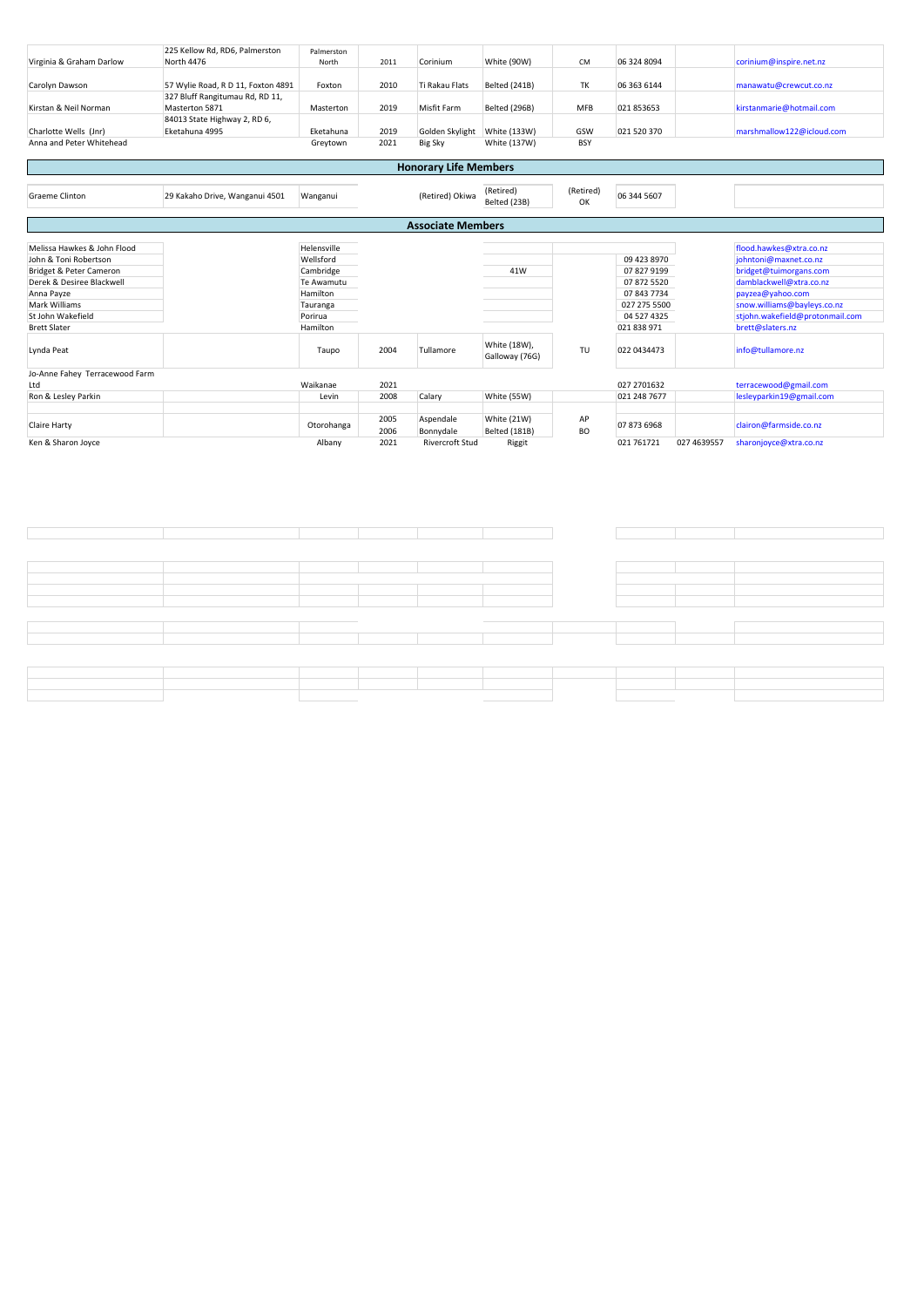| | | | | | | | | | |
|---|---|---|---|---|---|---|---|---|---|
| Virginia & Graham Darlow | 225 Kellow Rd, RD6, Palmerston North 4476 | Palmerston North | 2011 | Corinium | White (90W) | CM | 06 324 8094 | | corinium@inspire.net.nz |
| Carolyn Dawson | 57 Wylie Road, R D 11, Foxton 4891 | Foxton | 2010 | Ti Rakau Flats | Belted (241B) | TK | 06 363 6144 | | manawatu@crewcut.co.nz |
| Kirstan & Neil Norman | 327 Bluff Rangitumau Rd, RD 11, Masterton 5871 | Masterton | 2019 | Misfit Farm | Belted (296B) | MFB | 021 853653 | | kirstanmarie@hotmail.com |
| Charlotte Wells (Jnr) | 84013 State Highway 2, RD 6, Eketahuna 4995 | Eketahuna | 2019 | Golden Skylight | White (133W) | GSW | 021 520 370 | | marshmallow122@icloud.com |
| Anna and Peter Whitehead | | Greytown | 2021 | Big Sky | White (137W) | BSY | | | |

## Honorary Life Members

| | | | | | | | | | |
|---|---|---|---|---|---|---|---|---|---|
| Graeme Clinton | 29 Kakaho Drive, Wanganui 4501 | Wanganui | | (Retired) Okiwa | (Retired) Belted (23B) | (Retired) OK | 06 344 5607 | | |

## Associate Members

| | | | | | | | | | |
|---|---|---|---|---|---|---|---|---|---|
| Melissa Hawkes & John Flood | | Helensville | | | | | | | flood.hawkes@xtra.co.nz |
| John & Toni Robertson | | Wellsford | | | | | 09 423 8970 | | johntoni@maxnet.co.nz |
| Bridget & Peter Cameron | | Cambridge | | | 41W | | 07 827 9199 | | bridget@tuimorgans.com |
| Derek & Desiree Blackwell | | Te Awamutu | | | | | 07 872 5520 | | damblackwell@xtra.co.nz |
| Anna Payze | | Hamilton | | | | | 07 843 7734 | | payzea@yahoo.com |
| Mark Williams | | Tauranga | | | | | 027 275 5500 | | snow.williams@bayleys.co.nz |
| St John Wakefield | | Porirua | | | | | 04 527 4325 | | stjohn.wakefield@protonmail.com |
| Brett Slater | | Hamilton | | | | | 021 838 971 | | brett@slaters.nz |
| Lynda Peat | | Taupo | 2004 | Tullamore | White (18W), Galloway (76G) | TU | 022 0434473 | | info@tullamore.nz |
| Jo-Anne Fahey Terracewood Farm Ltd | | Waikanae | 2021 | | | | 027 2701632 | | terracewood@gmail.com |
| Ron & Lesley Parkin | | Levin | 2008 | Calary | White (55W) | | 021 248 7677 | | lesleyparkin19@gmail.com |
| Claire Harty | | Otorohanga | 2005<br>2006 | Aspendale<br>Bonnydale | White (21W)<br>Belted (181B) | AP<br>BO | 07 873 6968 | | clairon@farmside.co.nz |
| Ken & Sharon Joyce | | Albany | 2021 | Rivercroft Stud | Riggit | | 021 761721 | 027 4639557 | sharonjoyce@xtra.co.nz |